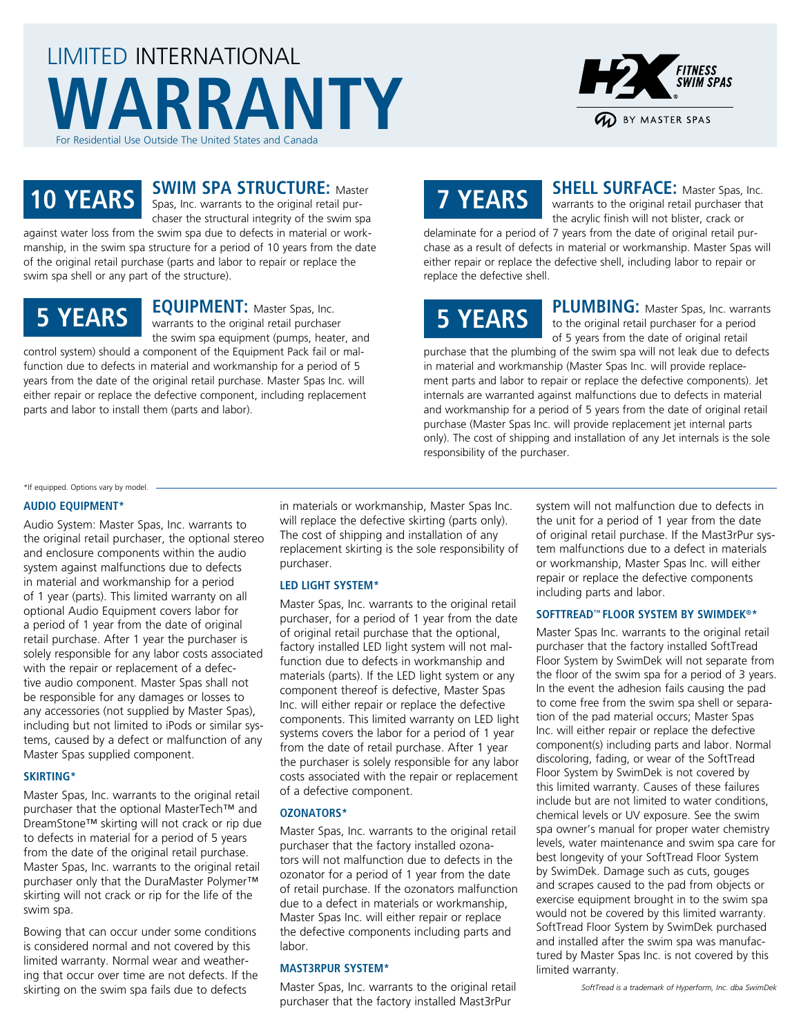# LIMITED INTERNATIONAL WARRANTY

For Residential Use Outside The United States and Canada

H2X FITNESS SWIM SPAS BY MASTER SPAS

## 10 YEARS

**SWIM SPA STRUCTURE:** Master Spas, Inc. warrants to the original retail purchaser the structural integrity of the swim spa against water loss from the swim spa due to defects in material or workmanship, in the swim spa structure for a period of 10 years from the date of the original retail purchase (parts and labor to repair or replace the swim spa shell or any part of the structure).

## 5 YEARS

**EQUIPMENT:** Master Spas, Inc. warrants to the original retail purchaser the swim spa equipment (pumps, heater, and control system) should a component of the Equipment Pack fail or malfunction due to defects in material and workmanship for a period of 5 years from the date of the original retail purchase. Master Spas Inc. will either repair or replace the defective component, including replacement parts and labor to install them (parts and labor).

## 7 YEARS

**SHELL SURFACE:** Master Spas, Inc. warrants to the original retail purchaser that the acrylic finish will not blister, crack or delaminate for a period of 7 years from the date of original retail purchase as a result of defects in material or workmanship. Master Spas will either repair or replace the defective shell, including labor to repair or replace the defective shell.

## 5 YEARS

**PLUMBING:** Master Spas, Inc. warrants to the original retail purchaser for a period of 5 years from the date of original retail purchase that the plumbing of the swim spa will not leak due to defects in material and workmanship (Master Spas Inc. will provide replacement parts and labor to repair or replace the defective components). Jet internals are warranted against malfunctions due to defects in material and workmanship for a period of 5 years from the date of original retail purchase (Master Spas Inc. will provide replacement jet internal parts only). The cost of shipping and installation of any Jet internals is the sole responsibility of the purchaser.

*If equipped. Options vary by model.

### AUDIO EQUIPMENT*

Audio System: Master Spas, Inc. warrants to the original retail purchaser, the optional stereo and enclosure components within the audio system against malfunctions due to defects in material and workmanship for a period of 1 year (parts). This limited warranty on all optional Audio Equipment covers labor for a period of 1 year from the date of original retail purchase. After 1 year the purchaser is solely responsible for any labor costs associated with the repair or replacement of a defective audio component. Master Spas shall not be responsible for any damages or losses to any accessories (not supplied by Master Spas), including but not limited to iPods or similar systems, caused by a defect or malfunction of any Master Spas supplied component.

### SKIRTING*

Master Spas, Inc. warrants to the original retail purchaser that the optional MasterTech™ and DreamStone™ skirting will not crack or rip due to defects in material for a period of 5 years from the date of the original retail purchase. Master Spas, Inc. warrants to the original retail purchaser only that the DuraMaster Polymer™ skirting will not crack or rip for the life of the swim spa.

Bowing that can occur under some conditions is considered normal and not covered by this limited warranty. Normal wear and weathering that occur over time are not defects. If the skirting on the swim spa fails due to defects in materials or workmanship, Master Spas Inc. will replace the defective skirting (parts only). The cost of shipping and installation of any replacement skirting is the sole responsibility of purchaser.

### LED LIGHT SYSTEM*

Master Spas Inc. warrants to the original retail purchaser, for a period of 1 year from the date of original retail purchase that the optional, factory installed LED light system will not malfunction due to defects in workmanship and materials (parts). If the LED light system or any component thereof is defective, Master Spas Inc. will either repair or replace the defective components. This limited warranty on LED light systems covers the labor for a period of 1 year from the date of retail purchase. After 1 year the purchaser is solely responsible for any labor costs associated with the repair or replacement of a defective component.

### OZONATORS*

Master Spas, Inc. warrants to the original retail purchaser that the factory installed ozonators will not malfunction due to defects in the ozonator for a period of 1 year from the date of retail purchase. If the ozonators malfunction due to a defect in materials or workmanship, Master Spas Inc. will either repair or replace the defective components including parts and labor.

### MAST3RPUR SYSTEM*

Master Spas, Inc. warrants to the original retail purchaser that the factory installed Mast3rPur system will not malfunction due to defects in the unit for a period of 1 year from the date of original retail purchase. If the Mast3rPur system malfunctions due to a defect in materials or workmanship, Master Spas Inc. will either repair or replace the defective components including parts and labor.

### SOFTTREAD™ FLOOR SYSTEM BY SWIMDEK®*

Master Spas Inc. warrants to the original retail purchaser that the factory installed SoftTread Floor System by SwimDek will not separate from the floor of the swim spa for a period of 3 years. In the event the adhesion fails causing the pad to come free from the swim spa shell or separation of the pad material occurs; Master Spas Inc. will either repair or replace the defective component(s) including parts and labor. Normal discoloring, fading, or wear of the SoftTread Floor System by SwimDek is not covered by this limited warranty. Causes of these failures include but are not limited to water conditions, chemical levels or UV exposure. See the swim spa owner's manual for proper water chemistry levels, water maintenance and swim spa care for best longevity of your SoftTread Floor System by SwimDek. Damage such as cuts, gouges and scrapes caused to the pad from objects or exercise equipment brought in to the swim spa would not be covered by this limited warranty. SoftTread Floor System by SwimDek purchased and installed after the swim spa was manufactured by Master Spas Inc. is not covered by this limited warranty.

*SoftTread is a trademark of Hyperform, Inc. dba SwimDek*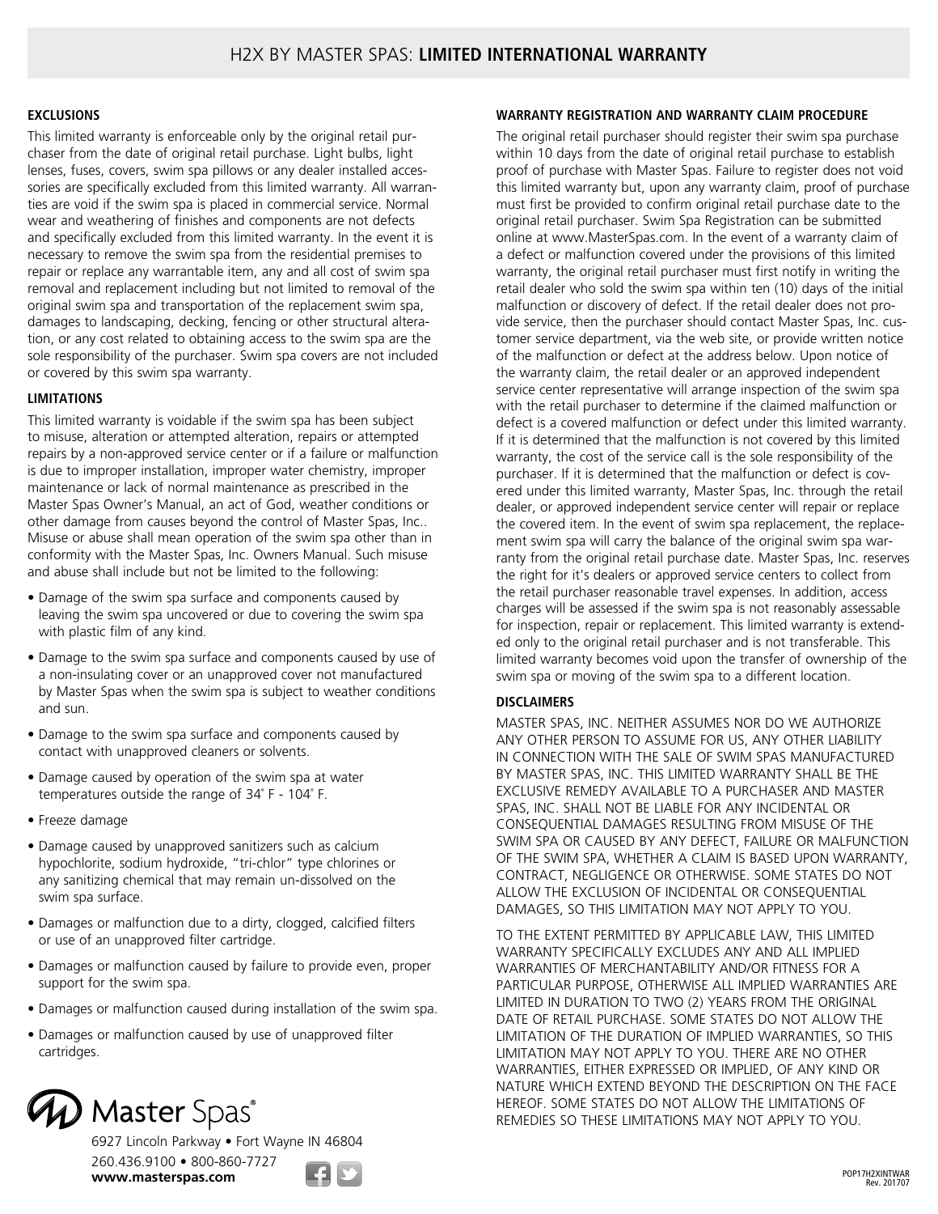# H2X BY MASTER SPAS: **LIMITED INTERNATIONAL WARRANTY**

### EXCLUSIONS

This limited warranty is enforceable only by the original retail purchaser from the date of original retail purchase. Light bulbs, light lenses, fuses, covers, swim spa pillows or any dealer installed accessories are specifically excluded from this limited warranty. All warranties are void if the swim spa is placed in commercial service. Normal wear and weathering of finishes and components are not defects and specifically excluded from this limited warranty. In the event it is necessary to remove the swim spa from the residential premises to repair or replace any warrantable item, any and all cost of swim spa removal and replacement including but not limited to removal of the original swim spa and transportation of the replacement swim spa, damages to landscaping, decking, fencing or other structural alteration, or any cost related to obtaining access to the swim spa are the sole responsibility of the purchaser. Swim spa covers are not included or covered by this swim spa warranty.

### LIMITATIONS

This limited warranty is voidable if the swim spa has been subject to misuse, alteration or attempted alteration, repairs or attempted repairs by a non-approved service center or if a failure or malfunction is due to improper installation, improper water chemistry, improper maintenance or lack of normal maintenance as prescribed in the Master Spas Owner's Manual, an act of God, weather conditions or other damage from causes beyond the control of Master Spas, Inc.. Misuse or abuse shall mean operation of the swim spa other than in conformity with the Master Spas, Inc. Owners Manual. Such misuse and abuse shall include but not be limited to the following:

- Damage of the swim spa surface and components caused by leaving the swim spa uncovered or due to covering the swim spa with plastic film of any kind.
- Damage to the swim spa surface and components caused by use of a non-insulating cover or an unapproved cover not manufactured by Master Spas when the swim spa is subject to weather conditions and sun.
- Damage to the swim spa surface and components caused by contact with unapproved cleaners or solvents.
- Damage caused by operation of the swim spa at water temperatures outside the range of 34˚ F - 104˚ F.
- Freeze damage
- Damage caused by unapproved sanitizers such as calcium hypochlorite, sodium hydroxide, "tri-chlor" type chlorines or any sanitizing chemical that may remain un-dissolved on the swim spa surface.
- Damages or malfunction due to a dirty, clogged, calcified filters or use of an unapproved filter cartridge.
- Damages or malfunction caused by failure to provide even, proper support for the swim spa.
- Damages or malfunction caused during installation of the swim spa.
- Damages or malfunction caused by use of unapproved filter cartridges.

Master Spas®

6927 Lincoln Parkway • Fort Wayne IN 46804

260.436.9100 • 800-860-7727

**www.masterspas.com**

### WARRANTY REGISTRATION AND WARRANTY CLAIM PROCEDURE

The original retail purchaser should register their swim spa purchase within 10 days from the date of original retail purchase to establish proof of purchase with Master Spas. Failure to register does not void this limited warranty but, upon any warranty claim, proof of purchase must first be provided to confirm original retail purchase date to the original retail purchaser. Swim Spa Registration can be submitted online at www.MasterSpas.com. In the event of a warranty claim of a defect or malfunction covered under the provisions of this limited warranty, the original retail purchaser must first notify in writing the retail dealer who sold the swim spa within ten (10) days of the initial malfunction or discovery of defect. If the retail dealer does not provide service, then the purchaser should contact Master Spas, Inc. customer service department, via the web site, or provide written notice of the malfunction or defect at the address below. Upon notice of the warranty claim, the retail dealer or an approved independent service center representative will arrange inspection of the swim spa with the retail purchaser to determine if the claimed malfunction or defect is a covered malfunction or defect under this limited warranty. If it is determined that the malfunction is not covered by this limited warranty, the cost of the service call is the sole responsibility of the purchaser. If it is determined that the malfunction or defect is covered under this limited warranty, Master Spas, Inc. through the retail dealer, or approved independent service center will repair or replace the covered item. In the event of swim spa replacement, the replacement swim spa will carry the balance of the original swim spa warranty from the original retail purchase date. Master Spas, Inc. reserves the right for it's dealers or approved service centers to collect from the retail purchaser reasonable travel expenses. In addition, access charges will be assessed if the swim spa is not reasonably assessable for inspection, repair or replacement. This limited warranty is extended only to the original retail purchaser and is not transferable. This limited warranty becomes void upon the transfer of ownership of the swim spa or moving of the swim spa to a different location.

### DISCLAIMERS

MASTER SPAS, INC. NEITHER ASSUMES NOR DO WE AUTHORIZE ANY OTHER PERSON TO ASSUME FOR US, ANY OTHER LIABILITY IN CONNECTION WITH THE SALE OF SWIM SPAS MANUFACTURED BY MASTER SPAS, INC. THIS LIMITED WARRANTY SHALL BE THE EXCLUSIVE REMEDY AVAILABLE TO A PURCHASER AND MASTER SPAS, INC. SHALL NOT BE LIABLE FOR ANY INCIDENTAL OR CONSEQUENTIAL DAMAGES RESULTING FROM MISUSE OF THE SWIM SPA OR CAUSED BY ANY DEFECT, FAILURE OR MALFUNCTION OF THE SWIM SPA, WHETHER A CLAIM IS BASED UPON WARRANTY, CONTRACT, NEGLIGENCE OR OTHERWISE. SOME STATES DO NOT ALLOW THE EXCLUSION OF INCIDENTAL OR CONSEQUENTIAL DAMAGES, SO THIS LIMITATION MAY NOT APPLY TO YOU.

TO THE EXTENT PERMITTED BY APPLICABLE LAW, THIS LIMITED WARRANTY SPECIFICALLY EXCLUDES ANY AND ALL IMPLIED WARRANTIES OF MERCHANTABILITY AND/OR FITNESS FOR A PARTICULAR PURPOSE, OTHERWISE ALL IMPLIED WARRANTIES ARE LIMITED IN DURATION TO TWO (2) YEARS FROM THE ORIGINAL DATE OF RETAIL PURCHASE. SOME STATES DO NOT ALLOW THE LIMITATION OF THE DURATION OF IMPLIED WARRANTIES, SO THIS LIMITATION MAY NOT APPLY TO YOU. THERE ARE NO OTHER WARRANTIES, EITHER EXPRESSED OR IMPLIED, OF ANY KIND OR NATURE WHICH EXTEND BEYOND THE DESCRIPTION ON THE FACE HEREOF. SOME STATES DO NOT ALLOW THE LIMITATIONS OF REMEDIES SO THESE LIMITATIONS MAY NOT APPLY TO YOU.

POP17H2XINTWAR
Rev. 201707